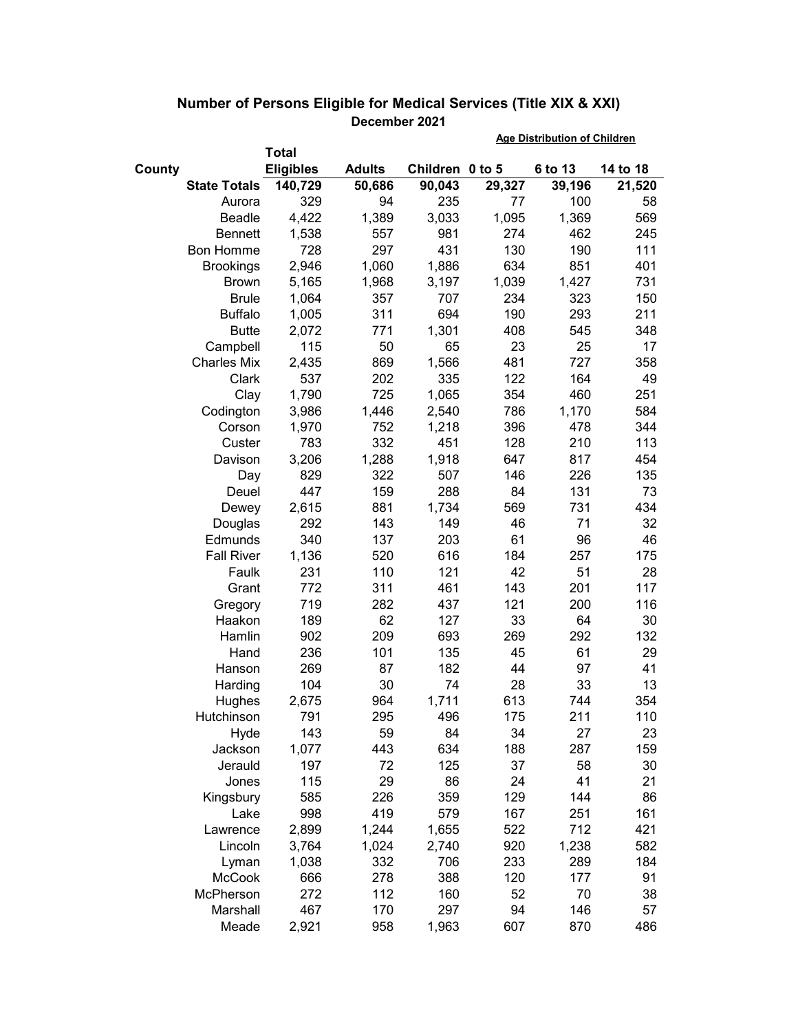## Number of Persons Eligible for Medical Services (Title XIX & XXI)

**December 2021**

| County | Total Eligibles | Adults | Children | Age Distribution of Children | | |
|---|---|---|---|---|---|---|
| | | | | 0 to 5 | 6 to 13 | 14 to 18 |
| **State Totals** | **140,729** | **50,686** | **90,043** | **29,327** | **39,196** | **21,520** |
| Aurora | 329 | 94 | 235 | 77 | 100 | 58 |
| Beadle | 4,422 | 1,389 | 3,033 | 1,095 | 1,369 | 569 |
| Bennett | 1,538 | 557 | 981 | 274 | 462 | 245 |
| Bon Homme | 728 | 297 | 431 | 130 | 190 | 111 |
| Brookings | 2,946 | 1,060 | 1,886 | 634 | 851 | 401 |
| Brown | 5,165 | 1,968 | 3,197 | 1,039 | 1,427 | 731 |
| Brule | 1,064 | 357 | 707 | 234 | 323 | 150 |
| Buffalo | 1,005 | 311 | 694 | 190 | 293 | 211 |
| Butte | 2,072 | 771 | 1,301 | 408 | 545 | 348 |
| Campbell | 115 | 50 | 65 | 23 | 25 | 17 |
| Charles Mix | 2,435 | 869 | 1,566 | 481 | 727 | 358 |
| Clark | 537 | 202 | 335 | 122 | 164 | 49 |
| Clay | 1,790 | 725 | 1,065 | 354 | 460 | 251 |
| Codington | 3,986 | 1,446 | 2,540 | 786 | 1,170 | 584 |
| Corson | 1,970 | 752 | 1,218 | 396 | 478 | 344 |
| Custer | 783 | 332 | 451 | 128 | 210 | 113 |
| Davison | 3,206 | 1,288 | 1,918 | 647 | 817 | 454 |
| Day | 829 | 322 | 507 | 146 | 226 | 135 |
| Deuel | 447 | 159 | 288 | 84 | 131 | 73 |
| Dewey | 2,615 | 881 | 1,734 | 569 | 731 | 434 |
| Douglas | 292 | 143 | 149 | 46 | 71 | 32 |
| Edmunds | 340 | 137 | 203 | 61 | 96 | 46 |
| Fall River | 1,136 | 520 | 616 | 184 | 257 | 175 |
| Faulk | 231 | 110 | 121 | 42 | 51 | 28 |
| Grant | 772 | 311 | 461 | 143 | 201 | 117 |
| Gregory | 719 | 282 | 437 | 121 | 200 | 116 |
| Haakon | 189 | 62 | 127 | 33 | 64 | 30 |
| Hamlin | 902 | 209 | 693 | 269 | 292 | 132 |
| Hand | 236 | 101 | 135 | 45 | 61 | 29 |
| Hanson | 269 | 87 | 182 | 44 | 97 | 41 |
| Harding | 104 | 30 | 74 | 28 | 33 | 13 |
| Hughes | 2,675 | 964 | 1,711 | 613 | 744 | 354 |
| Hutchinson | 791 | 295 | 496 | 175 | 211 | 110 |
| Hyde | 143 | 59 | 84 | 34 | 27 | 23 |
| Jackson | 1,077 | 443 | 634 | 188 | 287 | 159 |
| Jerauld | 197 | 72 | 125 | 37 | 58 | 30 |
| Jones | 115 | 29 | 86 | 24 | 41 | 21 |
| Kingsbury | 585 | 226 | 359 | 129 | 144 | 86 |
| Lake | 998 | 419 | 579 | 167 | 251 | 161 |
| Lawrence | 2,899 | 1,244 | 1,655 | 522 | 712 | 421 |
| Lincoln | 3,764 | 1,024 | 2,740 | 920 | 1,238 | 582 |
| Lyman | 1,038 | 332 | 706 | 233 | 289 | 184 |
| McCook | 666 | 278 | 388 | 120 | 177 | 91 |
| McPherson | 272 | 112 | 160 | 52 | 70 | 38 |
| Marshall | 467 | 170 | 297 | 94 | 146 | 57 |
| Meade | 2,921 | 958 | 1,963 | 607 | 870 | 486 |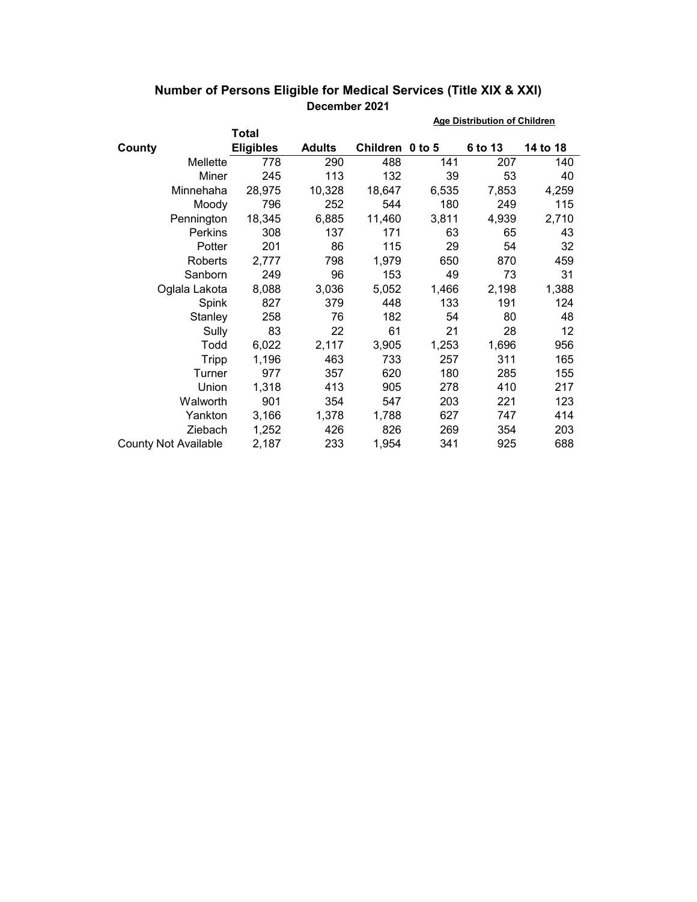## Number of Persons Eligible for Medical Services (Title XIX & XXI)

**December 2021**

| County | Total Eligibles | Adults | Children | Age Distribution of Children: 0 to 5 | 6 to 13 | 14 to 18 |
|---|---|---|---|---|---|---|
| Mellette | 778 | 290 | 488 | 141 | 207 | 140 |
| Miner | 245 | 113 | 132 | 39 | 53 | 40 |
| Minnehaha | 28,975 | 10,328 | 18,647 | 6,535 | 7,853 | 4,259 |
| Moody | 796 | 252 | 544 | 180 | 249 | 115 |
| Pennington | 18,345 | 6,885 | 11,460 | 3,811 | 4,939 | 2,710 |
| Perkins | 308 | 137 | 171 | 63 | 65 | 43 |
| Potter | 201 | 86 | 115 | 29 | 54 | 32 |
| Roberts | 2,777 | 798 | 1,979 | 650 | 870 | 459 |
| Sanborn | 249 | 96 | 153 | 49 | 73 | 31 |
| Oglala Lakota | 8,088 | 3,036 | 5,052 | 1,466 | 2,198 | 1,388 |
| Spink | 827 | 379 | 448 | 133 | 191 | 124 |
| Stanley | 258 | 76 | 182 | 54 | 80 | 48 |
| Sully | 83 | 22 | 61 | 21 | 28 | 12 |
| Todd | 6,022 | 2,117 | 3,905 | 1,253 | 1,696 | 956 |
| Tripp | 1,196 | 463 | 733 | 257 | 311 | 165 |
| Turner | 977 | 357 | 620 | 180 | 285 | 155 |
| Union | 1,318 | 413 | 905 | 278 | 410 | 217 |
| Walworth | 901 | 354 | 547 | 203 | 221 | 123 |
| Yankton | 3,166 | 1,378 | 1,788 | 627 | 747 | 414 |
| Ziebach | 1,252 | 426 | 826 | 269 | 354 | 203 |
| County Not Available | 2,187 | 233 | 1,954 | 341 | 925 | 688 |